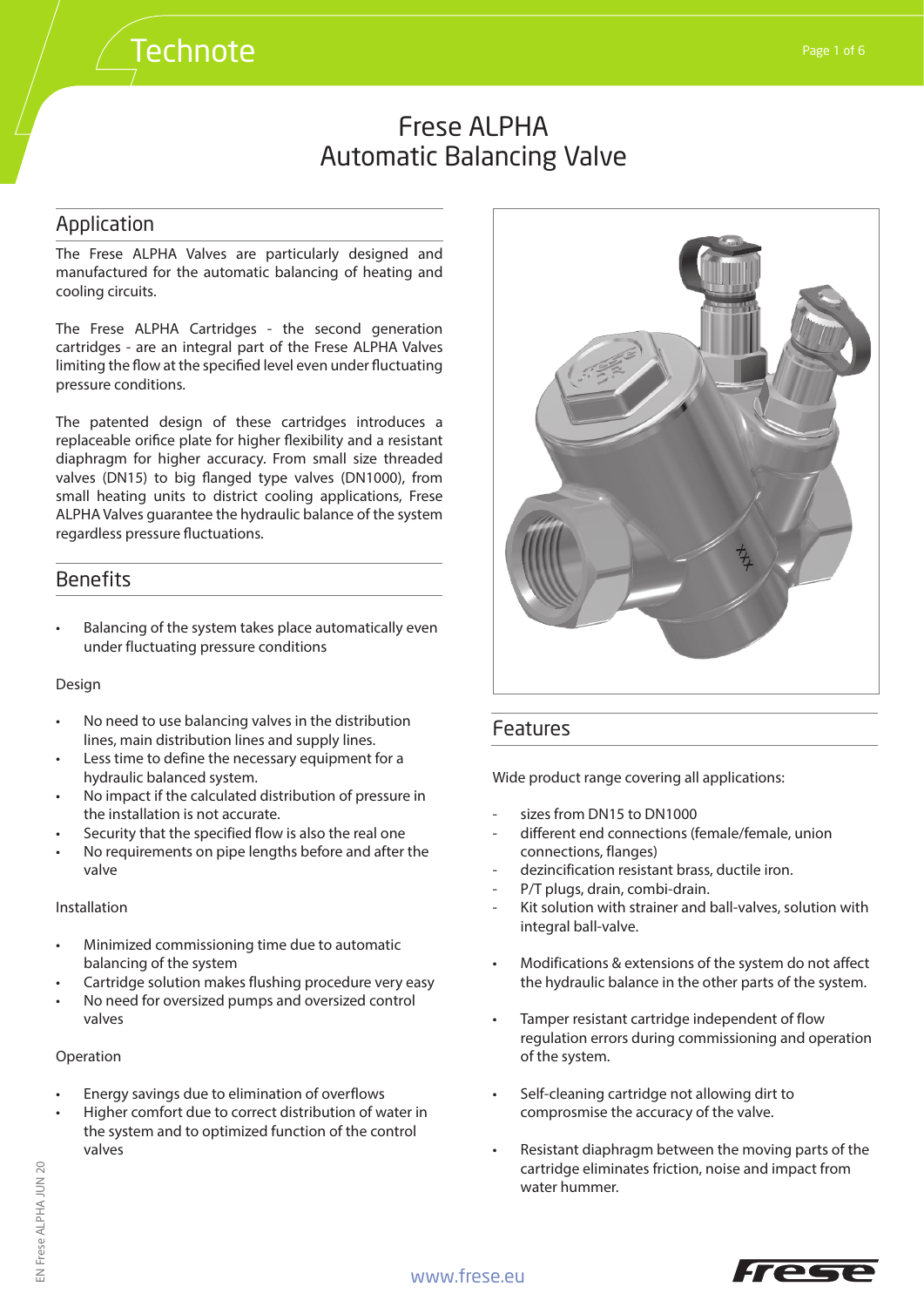# Frese ALPHA
# Automatic Balancing Valve

## Application

The Frese ALPHA Valves are particularly designed and manufactured for the automatic balancing of heating and cooling circuits.

The Frese ALPHA Cartridges - the second generation cartridges - are an integral part of the Frese ALPHA Valves limiting the flow at the specified level even under fluctuating pressure conditions.

The patented design of these cartridges introduces a replaceable orifice plate for higher flexibility and a resistant diaphragm for higher accuracy. From small size threaded valves (DN15) to big flanged type valves (DN1000), from small heating units to district cooling applications, Frese ALPHA Valves guarantee the hydraulic balance of the system regardless pressure fluctuations.

## Benefits

- Balancing of the system takes place automatically even under fluctuating pressure conditions

Design

- No need to use balancing valves in the distribution lines, main distribution lines and supply lines.
- Less time to define the necessary equipment for a hydraulic balanced system.
- No impact if the calculated distribution of pressure in the installation is not accurate.
- Security that the specified flow is also the real one
- No requirements on pipe lengths before and after the valve

Installation

- Minimized commissioning time due to automatic balancing of the system
- Cartridge solution makes flushing procedure very easy
- No need for oversized pumps and oversized control valves

Operation

- Energy savings due to elimination of overflows
- Higher comfort due to correct distribution of water in the system and to optimized function of the control valves

## Features

Wide product range covering all applications:

- sizes from DN15 to DN1000
- different end connections (female/female, union connections, flanges)
- dezincification resistant brass, ductile iron.
- P/T plugs, drain, combi-drain.
- Kit solution with strainer and ball-valves, solution with integral ball-valve.

- Modifications & extensions of the system do not affect the hydraulic balance in the other parts of the system.

- Tamper resistant cartridge independent of flow regulation errors during commissioning and operation of the system.

- Self-cleaning cartridge not allowing dirt to comprosmise the accuracy of the valve.

- Resistant diaphragm between the moving parts of the cartridge eliminates friction, noise and impact from water hummer.

www.frese.eu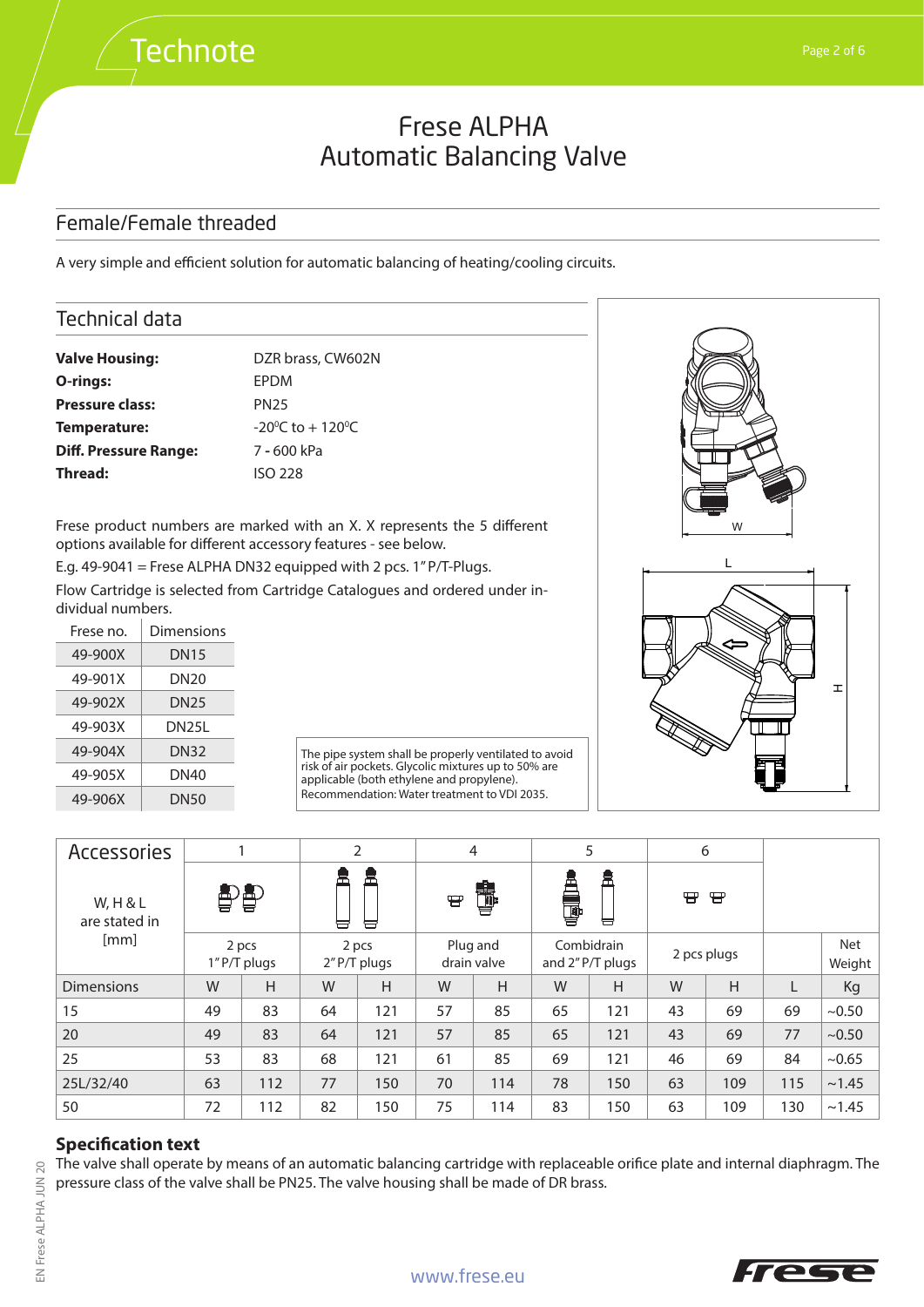# Frese ALPHA Automatic Balancing Valve

## Female/Female threaded

A very simple and efficient solution for automatic balancing of heating/cooling circuits.

## Technical data

| | |
|---|---|
| **Valve Housing:** | DZR brass, CW602N |
| **O-rings:** | EPDM |
| **Pressure class:** | PN25 |
| **Temperature:** | -20°C to + 120°C |
| **Diff. Pressure Range:** | 7 - 600 kPa |
| **Thread:** | ISO 228 |

Frese product numbers are marked with an X. X represents the 5 different options available for different accessory features - see below.

E.g. 49-9041 = Frese ALPHA DN32 equipped with 2 pcs. 1" P/T-Plugs.

Flow Cartridge is selected from Cartridge Catalogues and ordered under individual numbers.

| Frese no. | Dimensions |
|---|---|
| 49-900X | DN15 |
| 49-901X | DN20 |
| 49-902X | DN25 |
| 49-903X | DN25L |
| 49-904X | DN32 |
| 49-905X | DN40 |
| 49-906X | DN50 |

The pipe system shall be properly ventilated to avoid risk of air pockets. Glycolic mixtures up to 50% are applicable (both ethylene and propylene). Recommendation: Water treatment to VDI 2035.

W

L

H

| Accessories<br>W, H & L are stated in [mm] | 1 | | 2 | | 4 | | 5 | | 6 | | | |
|---|---|---|---|---|---|---|---|---|---|---|---|---|
| | 2 pcs 1" P/T plugs | | 2 pcs 2" P/T plugs | | Plug and drain valve | | Combidrain and 2" P/T plugs | | 2 pcs plugs | | | Net Weight |
| Dimensions | W | H | W | H | W | H | W | H | W | H | L | Kg |
| 15 | 49 | 83 | 64 | 121 | 57 | 85 | 65 | 121 | 43 | 69 | 69 | ~0.50 |
| 20 | 49 | 83 | 64 | 121 | 57 | 85 | 65 | 121 | 43 | 69 | 77 | ~0.50 |
| 25 | 53 | 83 | 68 | 121 | 61 | 85 | 69 | 121 | 46 | 69 | 84 | ~0.65 |
| 25L/32/40 | 63 | 112 | 77 | 150 | 70 | 114 | 78 | 150 | 63 | 109 | 115 | ~1.45 |
| 50 | 72 | 112 | 82 | 150 | 75 | 114 | 83 | 150 | 63 | 109 | 130 | ~1.45 |

### Specification text

The valve shall operate by means of an automatic balancing cartridge with replaceable orifice plate and internal diaphragm. The pressure class of the valve shall be PN25. The valve housing shall be made of DR brass.

www.frese.eu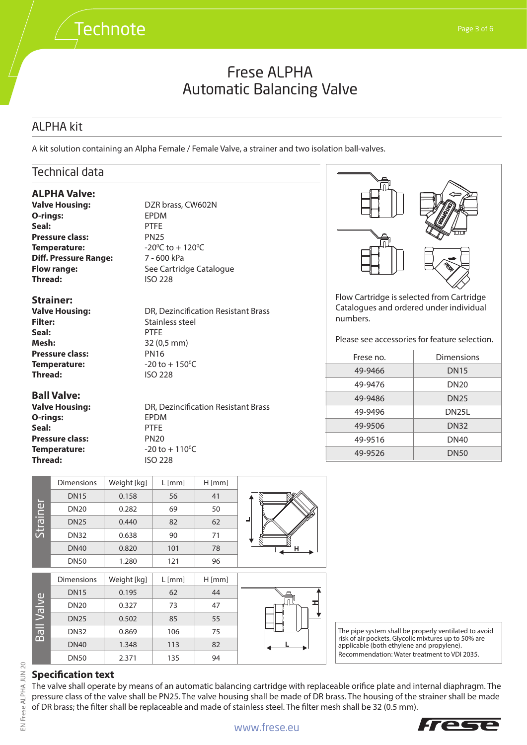# Frese ALPHA
# Automatic Balancing Valve

## ALPHA kit

A kit solution containing an Alpha Female / Female Valve, a strainer and two isolation ball-valves.

## Technical data

### ALPHA Valve:

**Valve Housing:** DZR brass, CW602N
**O-rings:** EPDM
**Seal:** PTFE
**Pressure class:** PN25
**Temperature:** -20⁰C to + 120⁰C
**Diff. Pressure Range:** 7 - 600 kPa
**Flow range:** See Cartridge Catalogue
**Thread:** ISO 228

### Strainer:

**Valve Housing:** DR, Dezincification Resistant Brass
**Filter:** Stainless steel
**Seal:** PTFE
**Mesh:** 32 (0,5 mm)
**Pressure class:** PN16
**Temperature:** -20 to + 150⁰C
**Thread:** ISO 228

### Ball Valve:

**Valve Housing:** DR, Dezincification Resistant Brass
**O-rings:** EPDM
**Seal:** PTFE
**Pressure class:** PN20
**Temperature:** -20 to + 110⁰C
**Thread:** ISO 228

Flow Cartridge is selected from Cartridge Catalogues and ordered under individual numbers.

Please see accessories for feature selection.

| Frese no. | Dimensions |
|---|---|
| 49-9466 | DN15 |
| 49-9476 | DN20 |
| 49-9486 | DN25 |
| 49-9496 | DN25L |
| 49-9506 | DN32 |
| 49-9516 | DN40 |
| 49-9526 | DN50 |

**Strainer**

| Dimensions | Weight [kg] | L [mm] | H [mm] |
|---|---|---|---|
| DN15 | 0.158 | 56 | 41 |
| DN20 | 0.282 | 69 | 50 |
| DN25 | 0.440 | 82 | 62 |
| DN32 | 0.638 | 90 | 71 |
| DN40 | 0.820 | 101 | 78 |
| DN50 | 1.280 | 121 | 96 |

**Ball Valve**

| Dimensions | Weight [kg] | L [mm] | H [mm] |
|---|---|---|---|
| DN15 | 0.195 | 62 | 44 |
| DN20 | 0.327 | 73 | 47 |
| DN25 | 0.502 | 85 | 55 |
| DN32 | 0.869 | 106 | 75 |
| DN40 | 1.348 | 113 | 82 |
| DN50 | 2.371 | 135 | 94 |

The pipe system shall be properly ventilated to avoid risk of air pockets. Glycolic mixtures up to 50% are applicable (both ethylene and propylene). Recommendation: Water treatment to VDI 2035.

### Specification text

The valve shall operate by means of an automatic balancing cartridge with replaceable orifice plate and internal diaphragm. The pressure class of the valve shall be PN25. The valve housing shall be made of DR brass. The housing of the strainer shall be made of DR brass; the filter shall be replaceable and made of stainless steel. The filter mesh shall be 32 (0.5 mm).

www.frese.eu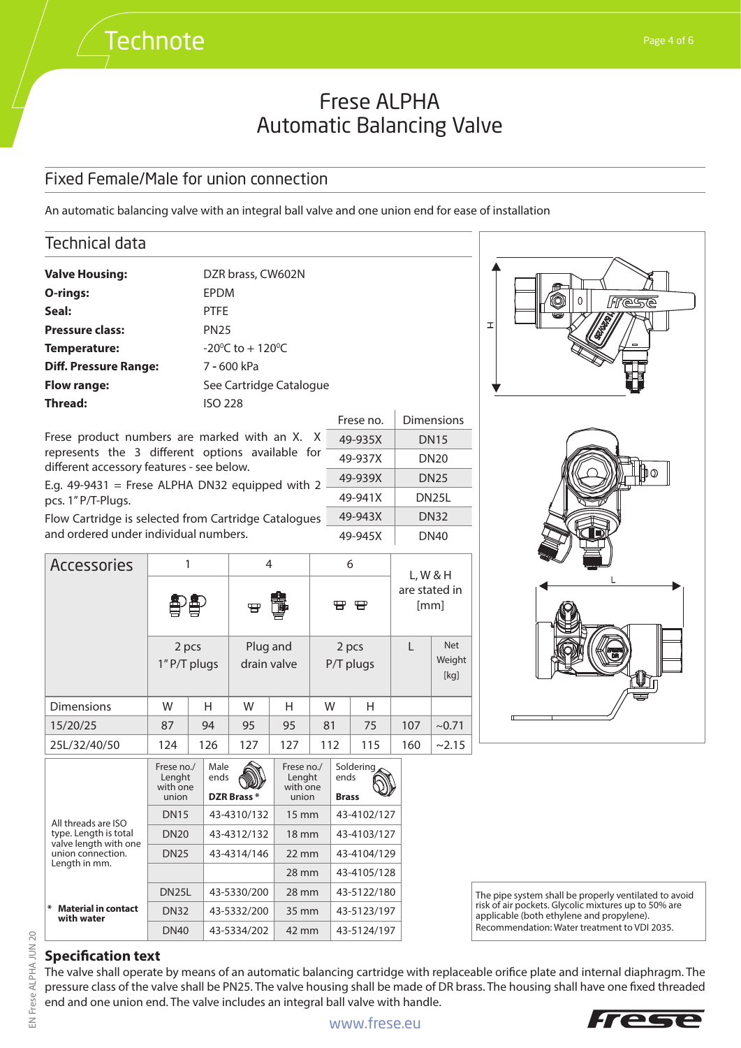# Frese ALPHA
# Automatic Balancing Valve

## Fixed Female/Male for union connection

An automatic balancing valve with an integral ball valve and one union end for ease of installation

## Technical data

| | |
|---|---|
| **Valve Housing:** | DZR brass, CW602N |
| **O-rings:** | EPDM |
| **Seal:** | PTFE |
| **Pressure class:** | PN25 |
| **Temperature:** | -20⁰C to + 120⁰C |
| **Diff. Pressure Range:** | 7 - 600 kPa |
| **Flow range:** | See Cartridge Catalogue |
| **Thread:** | ISO 228 |

Frese product numbers are marked with an X. X represents the 3 different options available for different accessory features - see below.

E.g. 49-9431 = Frese ALPHA DN32 equipped with 2 pcs. 1" P/T-Plugs.

Flow Cartridge is selected from Cartridge Catalogues and ordered under individual numbers.

| Frese no. | Dimensions |
|---|---|
| 49-935X | DN15 |
| 49-937X | DN20 |
| 49-939X | DN25 |
| 49-941X | DN25L |
| 49-943X | DN32 |
| 49-945X | DN40 |

| Accessories | 1 | | 4 | | 6 | | L, W & H are stated in [mm] | |
|---|---|---|---|---|---|---|---|---|
| | 2 pcs 1" P/T plugs | | Plug and drain valve | | 2 pcs P/T plugs | | L | Net Weight [kg] |
| Dimensions | W | H | W | H | W | H | | |
| 15/20/25 | 87 | 94 | 95 | 95 | 81 | 75 | 107 | ~0.71 |
| 25L/32/40/50 | 124 | 126 | 127 | 127 | 112 | 115 | 160 | ~2.15 |

| | Frese no./ Lenght with one union | Male ends DZR Brass * | Frese no./ Lenght with one union | Soldering ends Brass |
|---|---|---|---|---|
| All threads are ISO type. Length is total valve length with one union connection. Length in mm. | DN15 | 43-4310/132 | 15 mm | 43-4102/127 |
| | DN20 | 43-4312/132 | 18 mm | 43-4103/127 |
| | DN25 | 43-4314/146 | 22 mm | 43-4104/129 |
| | | | 28 mm | 43-4105/128 |
| | DN25L | 43-5330/200 | 28 mm | 43-5122/180 |
| * **Material in contact with water** | DN32 | 43-5332/200 | 35 mm | 43-5123/197 |
| | DN40 | 43-5334/202 | 42 mm | 43-5124/197 |

The pipe system shall be properly ventilated to avoid risk of air pockets. Glycolic mixtures up to 50% are applicable (both ethylene and propylene). Recommendation: Water treatment to VDI 2035.

## Specification text

The valve shall operate by means of an automatic balancing cartridge with replaceable orifice plate and internal diaphragm. The pressure class of the valve shall be PN25. The valve housing shall be made of DR brass. The housing shall have one fixed threaded end and one union end. The valve includes an integral ball valve with handle.

www.frese.eu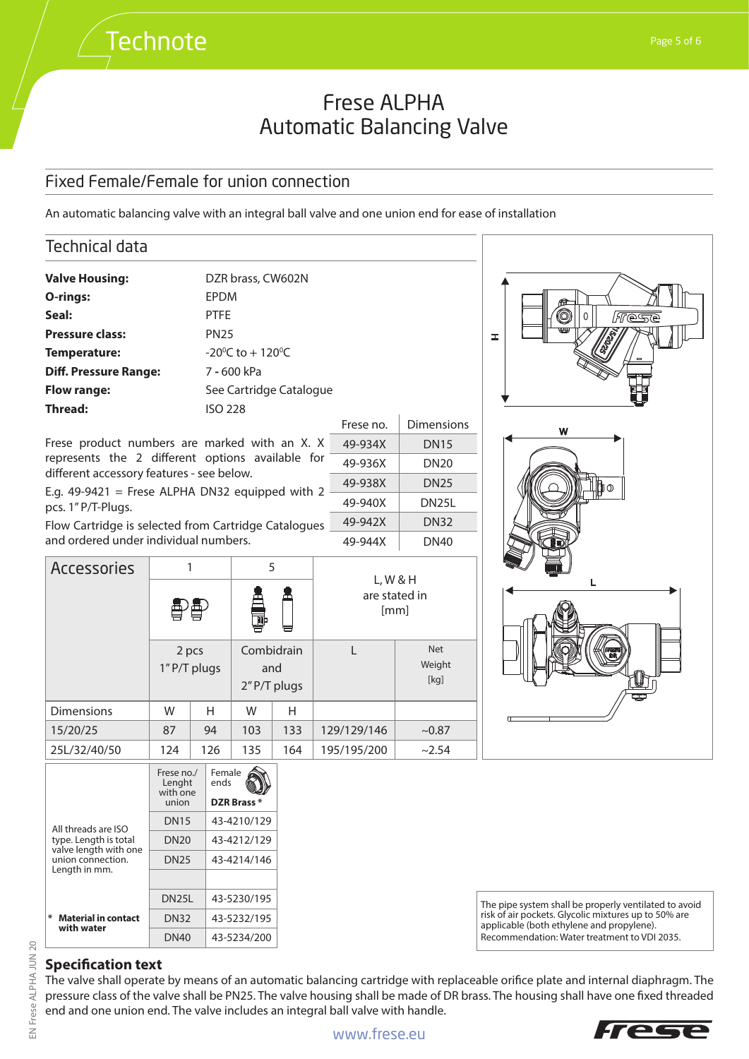# Frese ALPHA
# Automatic Balancing Valve

## Fixed Female/Female for union connection

An automatic balancing valve with an integral ball valve and one union end for ease of installation

## Technical data

| | |
|---|---|
| **Valve Housing:** | DZR brass, CW602N |
| **O-rings:** | EPDM |
| **Seal:** | PTFE |
| **Pressure class:** | PN25 |
| **Temperature:** | -20$^0$C to + 120$^0$C |
| **Diff. Pressure Range:** | 7 - 600 kPa |
| **Flow range:** | See Cartridge Catalogue |
| **Thread:** | ISO 228 |

Frese product numbers are marked with an X. X represents the 2 different options available for different accessory features - see below.

E.g. 49-9421 = Frese ALPHA DN32 equipped with 2 pcs. 1" P/T-Plugs.

Flow Cartridge is selected from Cartridge Catalogues and ordered under individual numbers.

| Frese no. | Dimensions |
|---|---|
| 49-934X | DN15 |
| 49-936X | DN20 |
| 49-938X | DN25 |
| 49-940X | DN25L |
| 49-942X | DN32 |
| 49-944X | DN40 |

| Accessories | 1 | | 5 | | L, W & H are stated in [mm] | |
|---|---|---|---|---|---|---|
| | 2 pcs 1" P/T plugs | | Combidrain and 2" P/T plugs | | L | Net Weight [kg] |
| Dimensions | W | H | W | H | | |
| 15/20/25 | 87 | 94 | 103 | 133 | 129/129/146 | ~0.87 |
| 25L/32/40/50 | 124 | 126 | 135 | 164 | 195/195/200 | ~2.54 |

All threads are ISO type. Length is total valve length with one union connection. Length in mm.

\* **Material in contact with water**

| Frese no./ Lenght with one union | Female ends DZR Brass * |
|---|---|
| DN15 | 43-4210/129 |
| DN20 | 43-4212/129 |
| DN25 | 43-4214/146 |
| | |
| DN25L | 43-5230/195 |
| DN32 | 43-5232/195 |
| DN40 | 43-5234/200 |

The pipe system shall be properly ventilated to avoid risk of air pockets. Glycolic mixtures up to 50% are applicable (both ethylene and propylene). Recommendation: Water treatment to VDI 2035.

### Specification text

The valve shall operate by means of an automatic balancing cartridge with replaceable orifice plate and internal diaphragm. The pressure class of the valve shall be PN25. The valve housing shall be made of DR brass. The housing shall have one fixed threaded end and one union end. The valve includes an integral ball valve with handle.

www.frese.eu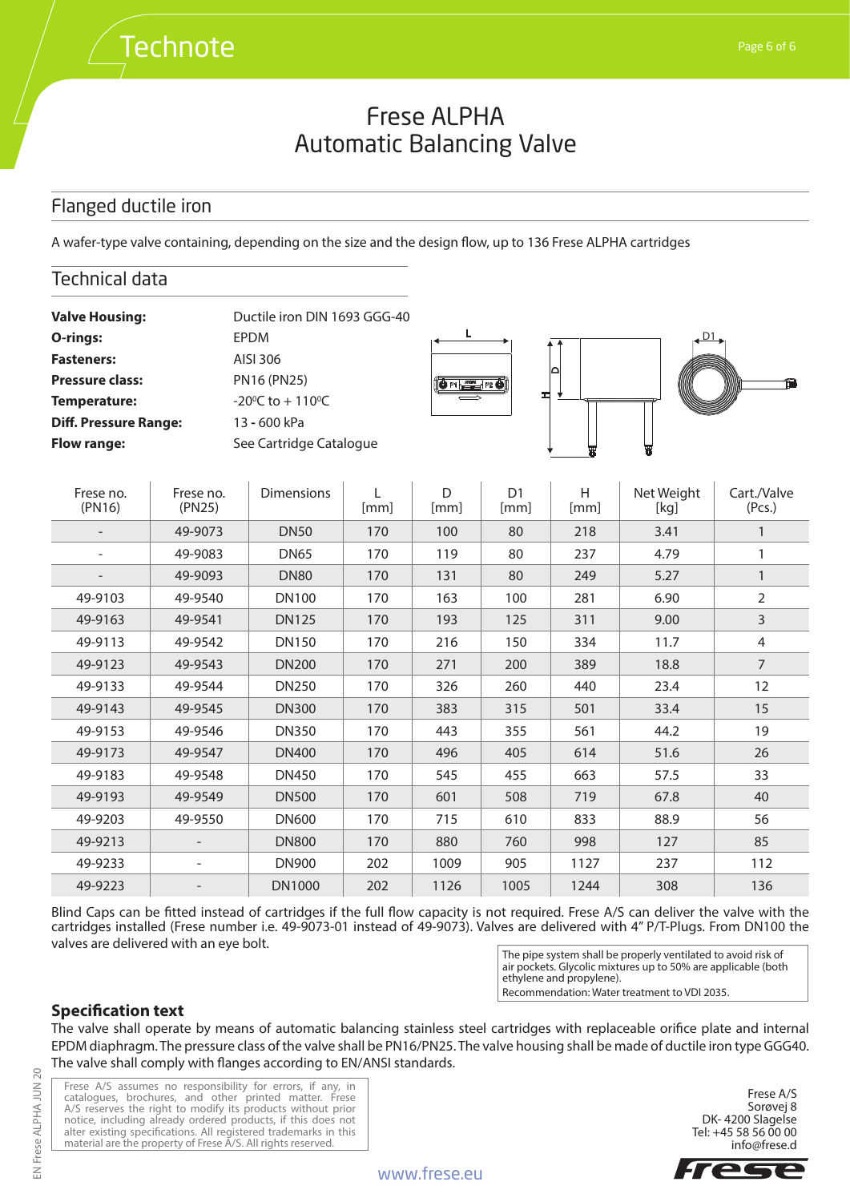# Frese ALPHA
# Automatic Balancing Valve

## Flanged ductile iron

A wafer-type valve containing, depending on the size and the design flow, up to 136 Frese ALPHA cartridges

## Technical data

**Valve Housing:** Ductile iron DIN 1693 GGG-40
**O-rings:** EPDM
**Fasteners:** AISI 306
**Pressure class:** PN16 (PN25)
**Temperature:** -20ºC to + 110ºC
**Diff. Pressure Range:** 13 - 600 kPa
**Flow range:** See Cartridge Catalogue

L
D
H
D1

| Frese no. (PN16) | Frese no. (PN25) | Dimensions | L [mm] | D [mm] | D1 [mm] | H [mm] | Net Weight [kg] | Cart./Valve (Pcs.) |
|---|---|---|---|---|---|---|---|---|
| - | 49-9073 | DN50 | 170 | 100 | 80 | 218 | 3.41 | 1 |
| - | 49-9083 | DN65 | 170 | 119 | 80 | 237 | 4.79 | 1 |
| - | 49-9093 | DN80 | 170 | 131 | 80 | 249 | 5.27 | 1 |
| 49-9103 | 49-9540 | DN100 | 170 | 163 | 100 | 281 | 6.90 | 2 |
| 49-9163 | 49-9541 | DN125 | 170 | 193 | 125 | 311 | 9.00 | 3 |
| 49-9113 | 49-9542 | DN150 | 170 | 216 | 150 | 334 | 11.7 | 4 |
| 49-9123 | 49-9543 | DN200 | 170 | 271 | 200 | 389 | 18.8 | 7 |
| 49-9133 | 49-9544 | DN250 | 170 | 326 | 260 | 440 | 23.4 | 12 |
| 49-9143 | 49-9545 | DN300 | 170 | 383 | 315 | 501 | 33.4 | 15 |
| 49-9153 | 49-9546 | DN350 | 170 | 443 | 355 | 561 | 44.2 | 19 |
| 49-9173 | 49-9547 | DN400 | 170 | 496 | 405 | 614 | 51.6 | 26 |
| 49-9183 | 49-9548 | DN450 | 170 | 545 | 455 | 663 | 57.5 | 33 |
| 49-9193 | 49-9549 | DN500 | 170 | 601 | 508 | 719 | 67.8 | 40 |
| 49-9203 | 49-9550 | DN600 | 170 | 715 | 610 | 833 | 88.9 | 56 |
| 49-9213 | - | DN800 | 170 | 880 | 760 | 998 | 127 | 85 |
| 49-9233 | - | DN900 | 202 | 1009 | 905 | 1127 | 237 | 112 |
| 49-9223 | - | DN1000 | 202 | 1126 | 1005 | 1244 | 308 | 136 |

Blind Caps can be fitted instead of cartridges if the full flow capacity is not required. Frese A/S can deliver the valve with the cartridges installed (Frese number i.e. 49-9073-01 instead of 49-9073). Valves are delivered with 4" P/T-Plugs. From DN100 the valves are delivered with an eye bolt.

The pipe system shall be properly ventilated to avoid risk of air pockets. Glycolic mixtures up to 50% are applicable (both ethylene and propylene).
Recommendation: Water treatment to VDI 2035.

### Specification text

The valve shall operate by means of automatic balancing stainless steel cartridges with replaceable orifice plate and internal EPDM diaphragm. The pressure class of the valve shall be PN16/PN25. The valve housing shall be made of ductile iron type GGG40. The valve shall comply with flanges according to EN/ANSI standards.

Frese A/S assumes no responsibility for errors, if any, in catalogues, brochures, and other printed matter. Frese A/S reserves the right to modify its products without prior notice, including already ordered products, if this does not alter existing specifications. All registered trademarks in this material are the property of Frese A/S. All rights reserved.

Frese A/S
Sorøvej 8
DK- 4200 Slagelse
Tel: +45 58 56 00 00
info@frese.d

www.frese.eu

EN Frese ALPHA JUN 20